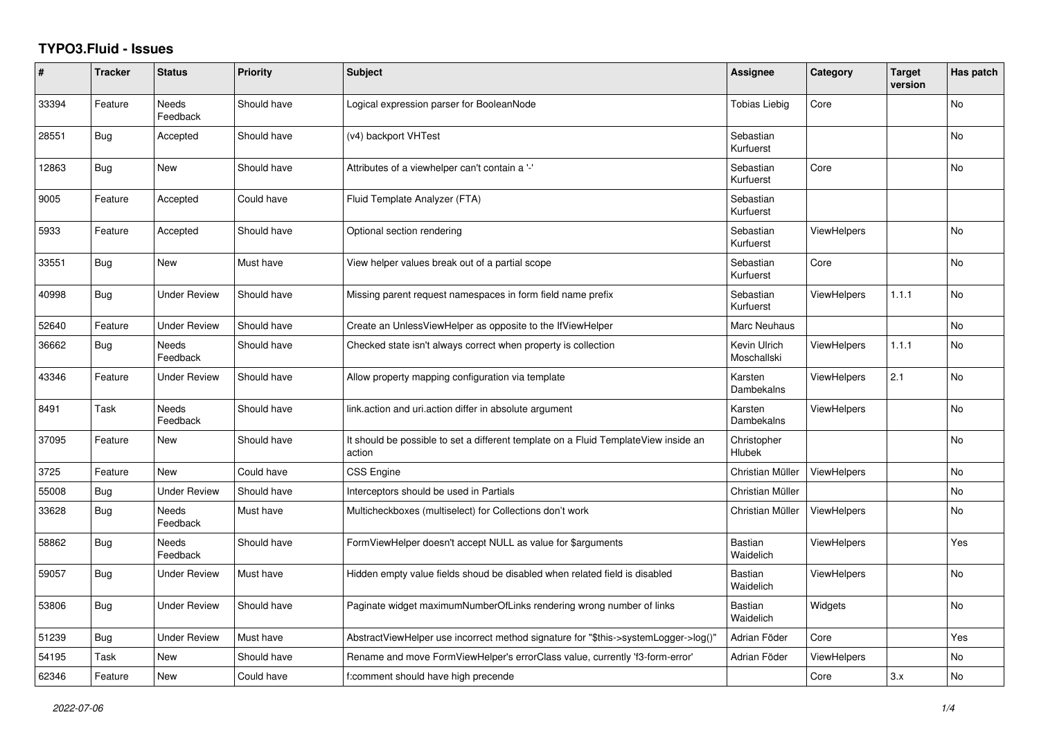# TYPO3.Fluid - Issues

| # | Tracker | Status | Priority | Subject | Assignee | Category | Target version | Has patch |
|---|---|---|---|---|---|---|---|---|
| 33394 | Feature | Needs Feedback | Should have | Logical expression parser for BooleanNode | Tobias Liebig | Core | | No |
| 28551 | Bug | Accepted | Should have | (v4) backport VHTest | Sebastian Kurfuerst | | | No |
| 12863 | Bug | New | Should have | Attributes of a viewhelper can't contain a '-' | Sebastian Kurfuerst | Core | | No |
| 9005 | Feature | Accepted | Could have | Fluid Template Analyzer (FTA) | Sebastian Kurfuerst | | | |
| 5933 | Feature | Accepted | Should have | Optional section rendering | Sebastian Kurfuerst | ViewHelpers | | No |
| 33551 | Bug | New | Must have | View helper values break out of a partial scope | Sebastian Kurfuerst | Core | | No |
| 40998 | Bug | Under Review | Should have | Missing parent request namespaces in form field name prefix | Sebastian Kurfuerst | ViewHelpers | 1.1.1 | No |
| 52640 | Feature | Under Review | Should have | Create an UnlessViewHelper as opposite to the IfViewHelper | Marc Neuhaus | | | No |
| 36662 | Bug | Needs Feedback | Should have | Checked state isn't always correct when property is collection | Kevin Ulrich Moschallski | ViewHelpers | 1.1.1 | No |
| 43346 | Feature | Under Review | Should have | Allow property mapping configuration via template | Karsten Dambekalns | ViewHelpers | 2.1 | No |
| 8491 | Task | Needs Feedback | Should have | link.action and uri.action differ in absolute argument | Karsten Dambekalns | ViewHelpers | | No |
| 37095 | Feature | New | Should have | It should be possible to set a different template on a Fluid TemplateView inside an action | Christopher Hlubek | | | No |
| 3725 | Feature | New | Could have | CSS Engine | Christian Müller | ViewHelpers | | No |
| 55008 | Bug | Under Review | Should have | Interceptors should be used in Partials | Christian Müller | | | No |
| 33628 | Bug | Needs Feedback | Must have | Multicheckboxes (multiselect) for Collections don't work | Christian Müller | ViewHelpers | | No |
| 58862 | Bug | Needs Feedback | Should have | FormViewHelper doesn't accept NULL as value for $arguments | Bastian Waidelich | ViewHelpers | | Yes |
| 59057 | Bug | Under Review | Must have | Hidden empty value fields shoud be disabled when related field is disabled | Bastian Waidelich | ViewHelpers | | No |
| 53806 | Bug | Under Review | Should have | Paginate widget maximumNumberOfLinks rendering wrong number of links | Bastian Waidelich | Widgets | | No |
| 51239 | Bug | Under Review | Must have | AbstractViewHelper use incorrect method signature for "$this->systemLogger->log()" | Adrian Föder | Core | | Yes |
| 54195 | Task | New | Should have | Rename and move FormViewHelper's errorClass value, currently 'f3-form-error' | Adrian Föder | ViewHelpers | | No |
| 62346 | Feature | New | Could have | f:comment should have high precende | | Core | 3.x | No |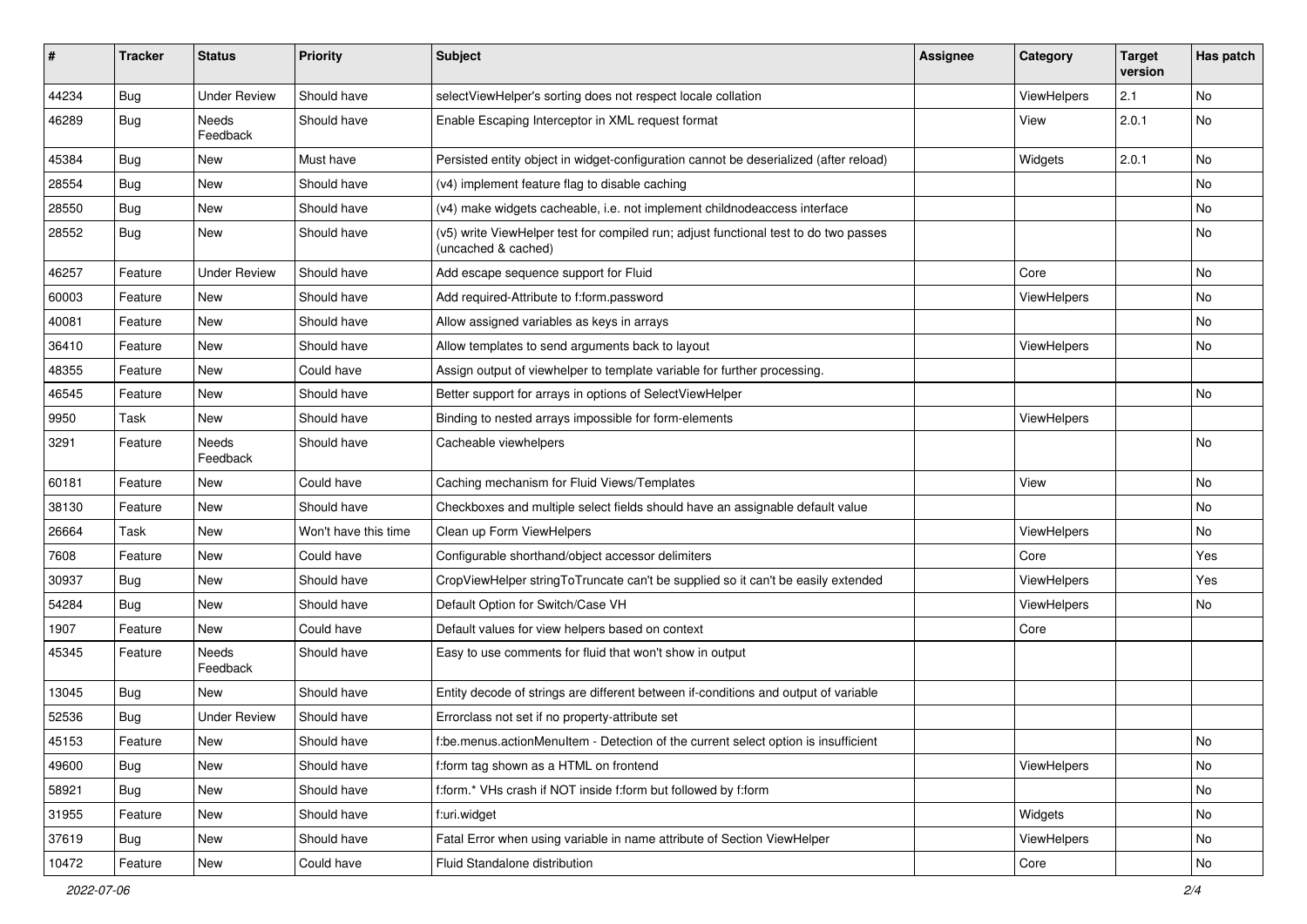| # | Tracker | Status | Priority | Subject | Assignee | Category | Target version | Has patch |
|---|---|---|---|---|---|---|---|---|
| 44234 | Bug | Under Review | Should have | selectViewHelper's sorting does not respect locale collation | | ViewHelpers | 2.1 | No |
| 46289 | Bug | Needs Feedback | Should have | Enable Escaping Interceptor in XML request format | | View | 2.0.1 | No |
| 45384 | Bug | New | Must have | Persisted entity object in widget-configuration cannot be deserialized (after reload) | | Widgets | 2.0.1 | No |
| 28554 | Bug | New | Should have | (v4) implement feature flag to disable caching | | | | No |
| 28550 | Bug | New | Should have | (v4) make widgets cacheable, i.e. not implement childnodeaccess interface | | | | No |
| 28552 | Bug | New | Should have | (v5) write ViewHelper test for compiled run; adjust functional test to do two passes (uncached & cached) | | | | No |
| 46257 | Feature | Under Review | Should have | Add escape sequence support for Fluid | | Core | | No |
| 60003 | Feature | New | Should have | Add required-Attribute to f:form.password | | ViewHelpers | | No |
| 40081 | Feature | New | Should have | Allow assigned variables as keys in arrays | | | | No |
| 36410 | Feature | New | Should have | Allow templates to send arguments back to layout | | ViewHelpers | | No |
| 48355 | Feature | New | Could have | Assign output of viewhelper to template variable for further processing. | | | | |
| 46545 | Feature | New | Should have | Better support for arrays in options of SelectViewHelper | | | | No |
| 9950 | Task | New | Should have | Binding to nested arrays impossible for form-elements | | ViewHelpers | | |
| 3291 | Feature | Needs Feedback | Should have | Cacheable viewhelpers | | | | No |
| 60181 | Feature | New | Could have | Caching mechanism for Fluid Views/Templates | | View | | No |
| 38130 | Feature | New | Should have | Checkboxes and multiple select fields should have an assignable default value | | | | No |
| 26664 | Task | New | Won't have this time | Clean up Form ViewHelpers | | ViewHelpers | | No |
| 7608 | Feature | New | Could have | Configurable shorthand/object accessor delimiters | | Core | | Yes |
| 30937 | Bug | New | Should have | CropViewHelper stringToTruncate can't be supplied so it can't be easily extended | | ViewHelpers | | Yes |
| 54284 | Bug | New | Should have | Default Option for Switch/Case VH | | ViewHelpers | | No |
| 1907 | Feature | New | Could have | Default values for view helpers based on context | | Core | | |
| 45345 | Feature | Needs Feedback | Should have | Easy to use comments for fluid that won't show in output | | | | |
| 13045 | Bug | New | Should have | Entity decode of strings are different between if-conditions and output of variable | | | | |
| 52536 | Bug | Under Review | Should have | Errorclass not set if no property-attribute set | | | | |
| 45153 | Feature | New | Should have | f:be.menus.actionMenuItem - Detection of the current select option is insufficient | | | | No |
| 49600 | Bug | New | Should have | f:form tag shown as a HTML on frontend | | ViewHelpers | | No |
| 58921 | Bug | New | Should have | f:form.* VHs crash if NOT inside f:form but followed by f:form | | | | No |
| 31955 | Feature | New | Should have | f:uri.widget | | Widgets | | No |
| 37619 | Bug | New | Should have | Fatal Error when using variable in name attribute of Section ViewHelper | | ViewHelpers | | No |
| 10472 | Feature | New | Could have | Fluid Standalone distribution | | Core | | No |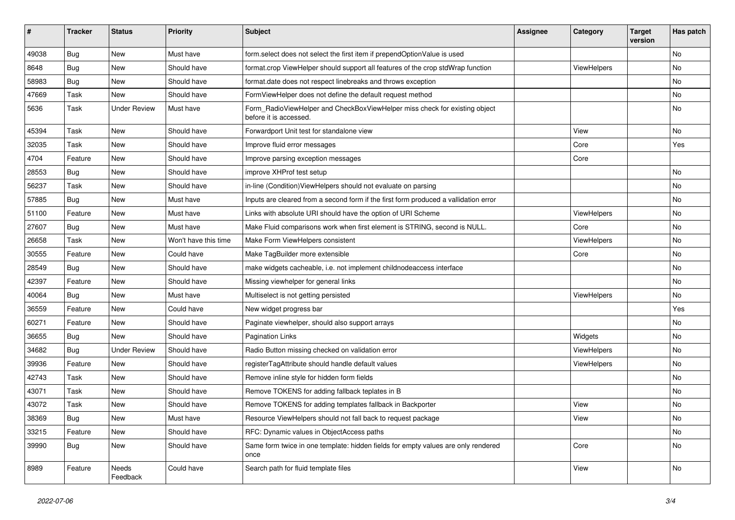| # | Tracker | Status | Priority | Subject | Assignee | Category | Target version | Has patch |
|---|---|---|---|---|---|---|---|---|
| 49038 | Bug | New | Must have | form.select does not select the first item if prependOptionValue is used | | | | No |
| 8648 | Bug | New | Should have | format.crop ViewHelper should support all features of the crop stdWrap function | | ViewHelpers | | No |
| 58983 | Bug | New | Should have | format.date does not respect linebreaks and throws exception | | | | No |
| 47669 | Task | New | Should have | FormViewHelper does not define the default request method | | | | No |
| 5636 | Task | Under Review | Must have | Form_RadioViewHelper and CheckBoxViewHelper miss check for existing object before it is accessed. | | | | No |
| 45394 | Task | New | Should have | Forwardport Unit test for standalone view | | View | | No |
| 32035 | Task | New | Should have | Improve fluid error messages | | Core | | Yes |
| 4704 | Feature | New | Should have | Improve parsing exception messages | | Core | | |
| 28553 | Bug | New | Should have | improve XHProf test setup | | | | No |
| 56237 | Task | New | Should have | in-line (Condition)ViewHelpers should not evaluate on parsing | | | | No |
| 57885 | Bug | New | Must have | Inputs are cleared from a second form if the first form produced a vallidation error | | | | No |
| 51100 | Feature | New | Must have | Links with absolute URI should have the option of URI Scheme | | ViewHelpers | | No |
| 27607 | Bug | New | Must have | Make Fluid comparisons work when first element is STRING, second is NULL. | | Core | | No |
| 26658 | Task | New | Won't have this time | Make Form ViewHelpers consistent | | ViewHelpers | | No |
| 30555 | Feature | New | Could have | Make TagBuilder more extensible | | Core | | No |
| 28549 | Bug | New | Should have | make widgets cacheable, i.e. not implement childnodeaccess interface | | | | No |
| 42397 | Feature | New | Should have | Missing viewhelper for general links | | | | No |
| 40064 | Bug | New | Must have | Multiselect is not getting persisted | | ViewHelpers | | No |
| 36559 | Feature | New | Could have | New widget progress bar | | | | Yes |
| 60271 | Feature | New | Should have | Paginate viewhelper, should also support arrays | | | | No |
| 36655 | Bug | New | Should have | Pagination Links | | Widgets | | No |
| 34682 | Bug | Under Review | Should have | Radio Button missing checked on validation error | | ViewHelpers | | No |
| 39936 | Feature | New | Should have | registerTagAttribute should handle default values | | ViewHelpers | | No |
| 42743 | Task | New | Should have | Remove inline style for hidden form fields | | | | No |
| 43071 | Task | New | Should have | Remove TOKENS for adding fallback teplates in B | | | | No |
| 43072 | Task | New | Should have | Remove TOKENS for adding templates fallback in Backporter | | View | | No |
| 38369 | Bug | New | Must have | Resource ViewHelpers should not fall back to request package | | View | | No |
| 33215 | Feature | New | Should have | RFC: Dynamic values in ObjectAccess paths | | | | No |
| 39990 | Bug | New | Should have | Same form twice in one template: hidden fields for empty values are only rendered once | | Core | | No |
| 8989 | Feature | Needs Feedback | Could have | Search path for fluid template files | | View | | No |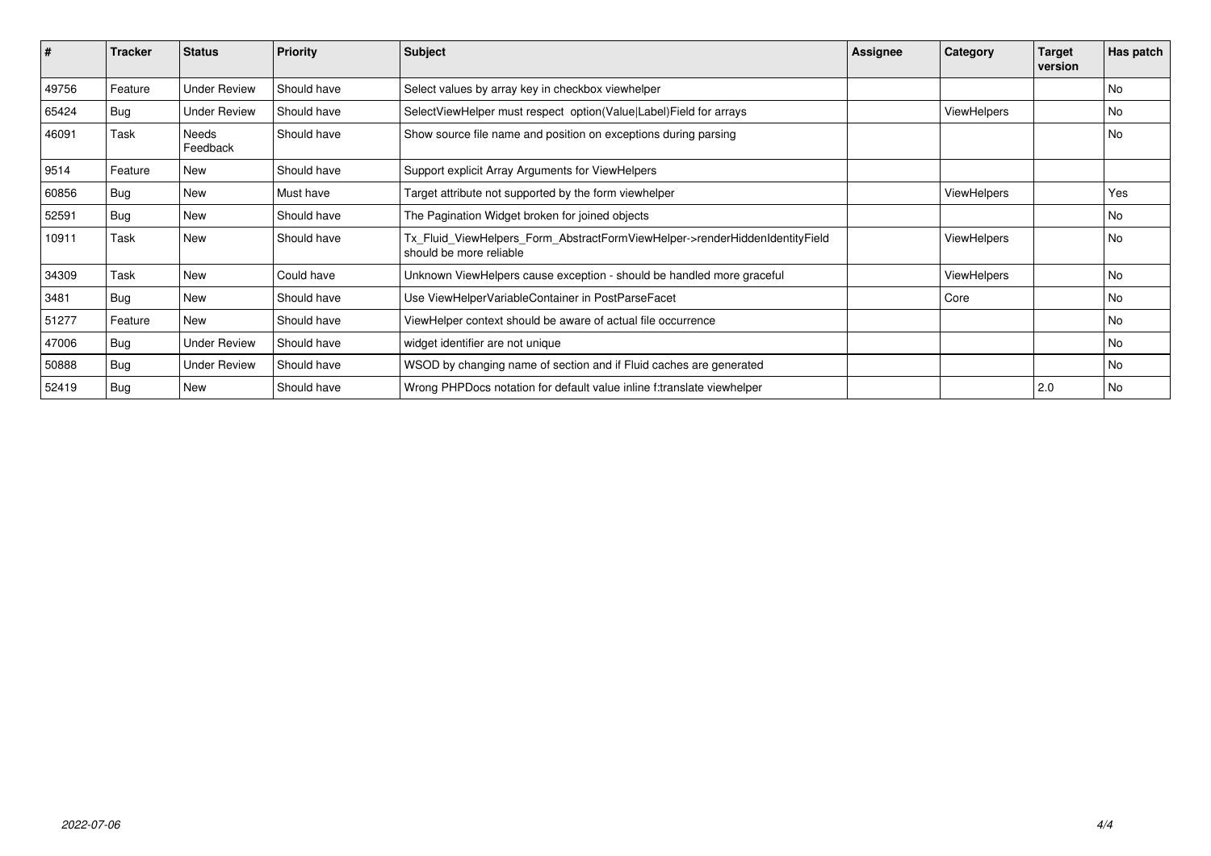| # | Tracker | Status | Priority | Subject | Assignee | Category | Target version | Has patch |
|---|---|---|---|---|---|---|---|---|
| 49756 | Feature | Under Review | Should have | Select values by array key in checkbox viewhelper | | | | No |
| 65424 | Bug | Under Review | Should have | SelectViewHelper must respect option(Value\|Label)Field for arrays | | ViewHelpers | | No |
| 46091 | Task | Needs Feedback | Should have | Show source file name and position on exceptions during parsing | | | | No |
| 9514 | Feature | New | Should have | Support explicit Array Arguments for ViewHelpers | | | | |
| 60856 | Bug | New | Must have | Target attribute not supported by the form viewhelper | | ViewHelpers | | Yes |
| 52591 | Bug | New | Should have | The Pagination Widget broken for joined objects | | | | No |
| 10911 | Task | New | Should have | Tx_Fluid_ViewHelpers_Form_AbstractFormViewHelper->renderHiddenIdentityField should be more reliable | | ViewHelpers | | No |
| 34309 | Task | New | Could have | Unknown ViewHelpers cause exception - should be handled more graceful | | ViewHelpers | | No |
| 3481 | Bug | New | Should have | Use ViewHelperVariableContainer in PostParseFacet | | Core | | No |
| 51277 | Feature | New | Should have | ViewHelper context should be aware of actual file occurrence | | | | No |
| 47006 | Bug | Under Review | Should have | widget identifier are not unique | | | | No |
| 50888 | Bug | Under Review | Should have | WSOD by changing name of section and if Fluid caches are generated | | | | No |
| 52419 | Bug | New | Should have | Wrong PHPDocs notation for default value inline f:translate viewhelper | | | 2.0 | No |

*2022-07-06*